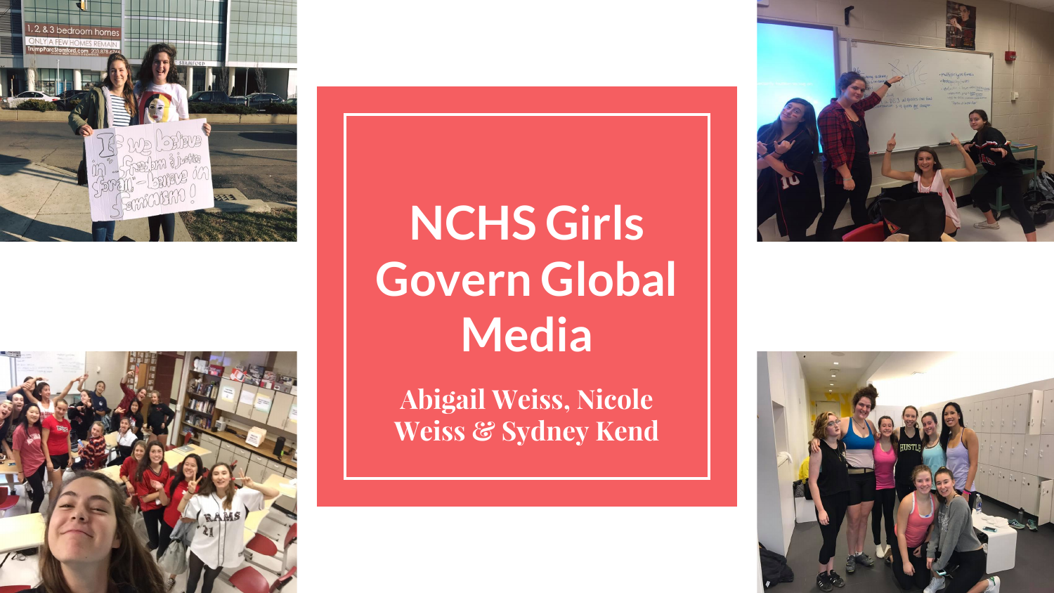# NCHS Girls Govern Global Media

**Abigail Weiss, Nicole Weiss & Sydney Kend**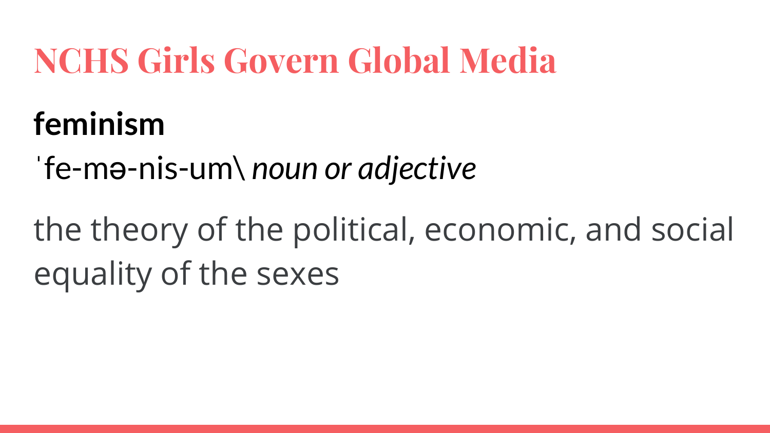# NCHS Girls Govern Global Media

**feminism**

ˈfe-mə-nis-um\ *noun or adjective*

the theory of the political, economic, and social equality of the sexes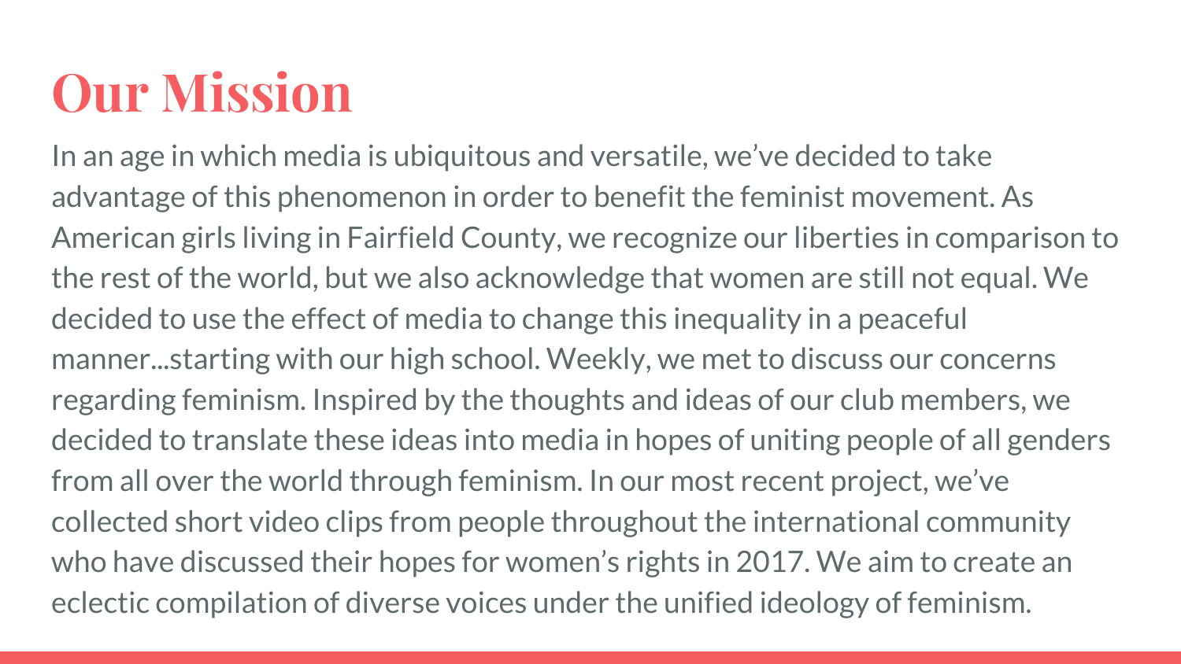# Our Mission

In an age in which media is ubiquitous and versatile, we've decided to take advantage of this phenomenon in order to benefit the feminist movement. As American girls living in Fairfield County, we recognize our liberties in comparison to the rest of the world, but we also acknowledge that women are still not equal. We decided to use the effect of media to change this inequality in a peaceful manner...starting with our high school. Weekly, we met to discuss our concerns regarding feminism. Inspired by the thoughts and ideas of our club members, we decided to translate these ideas into media in hopes of uniting people of all genders from all over the world through feminism. In our most recent project, we've collected short video clips from people throughout the international community who have discussed their hopes for women's rights in 2017. We aim to create an eclectic compilation of diverse voices under the unified ideology of feminism.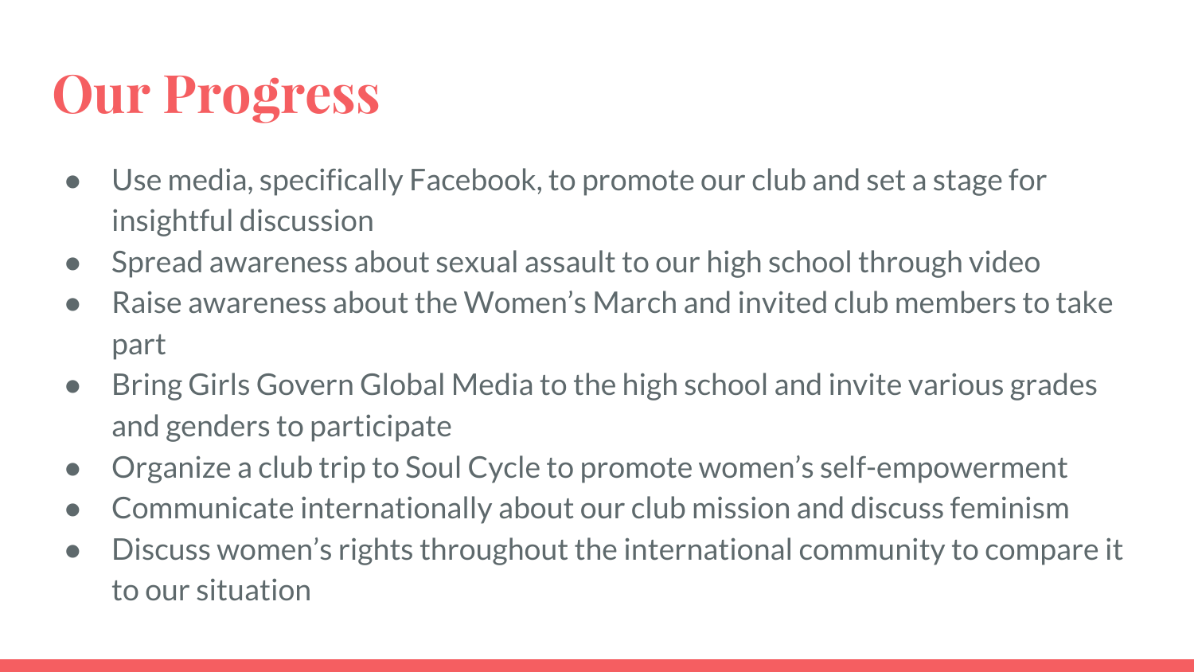# Our Progress

- Use media, specifically Facebook, to promote our club and set a stage for insightful discussion
- Spread awareness about sexual assault to our high school through video
- Raise awareness about the Women's March and invited club members to take part
- Bring Girls Govern Global Media to the high school and invite various grades and genders to participate
- Organize a club trip to Soul Cycle to promote women's self-empowerment
- Communicate internationally about our club mission and discuss feminism
- Discuss women's rights throughout the international community to compare it to our situation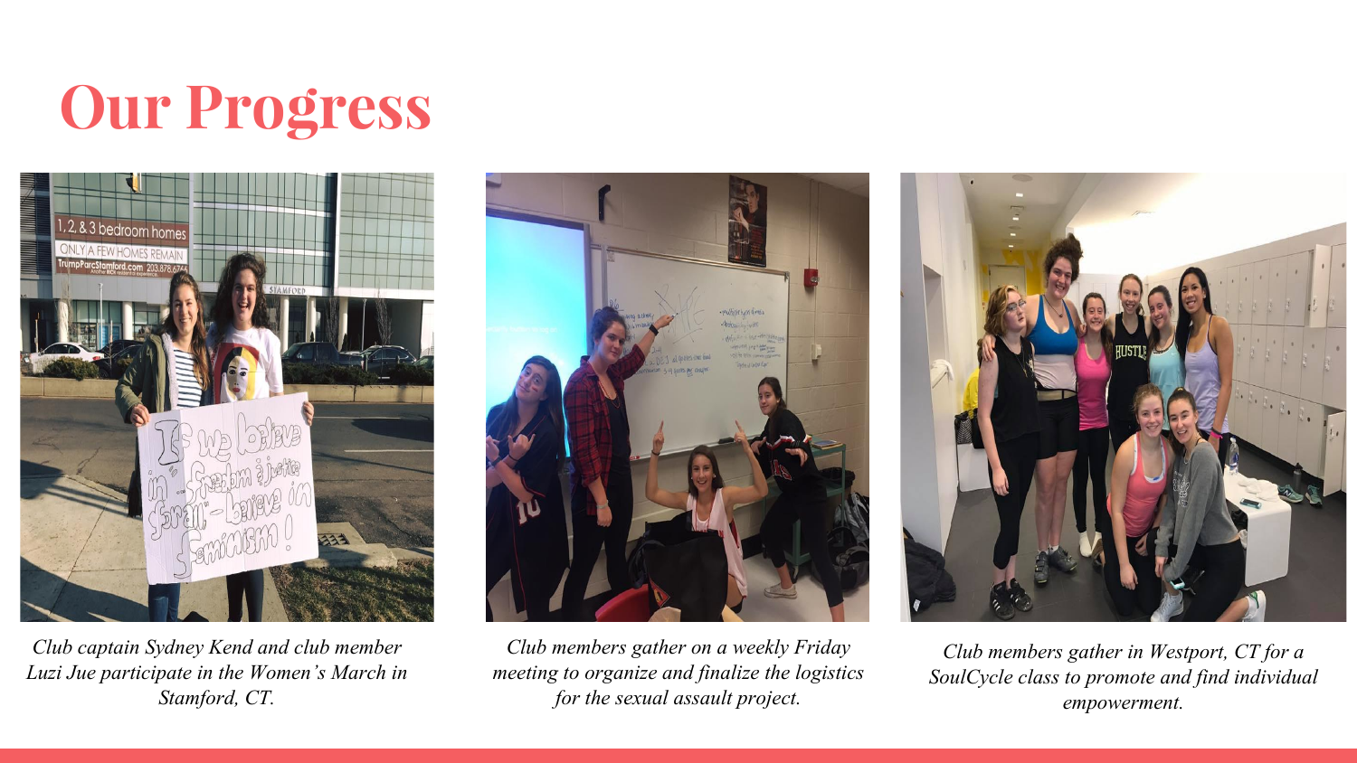# Our Progress

*Club captain Sydney Kend and club member Luzi Jue participate in the Women's March in Stamford, CT.*

*Club members gather on a weekly Friday meeting to organize and finalize the logistics for the sexual assault project.*

*Club members gather in Westport, CT for a SoulCycle class to promote and find individual empowerment.*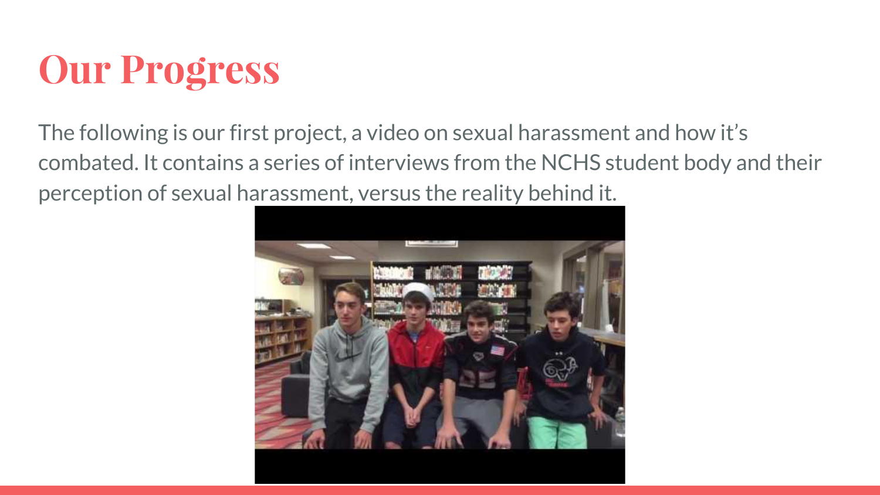# Our Progress

The following is our first project, a video on sexual harassment and how it's combated. It contains a series of interviews from the NCHS student body and their perception of sexual harassment, versus the reality behind it.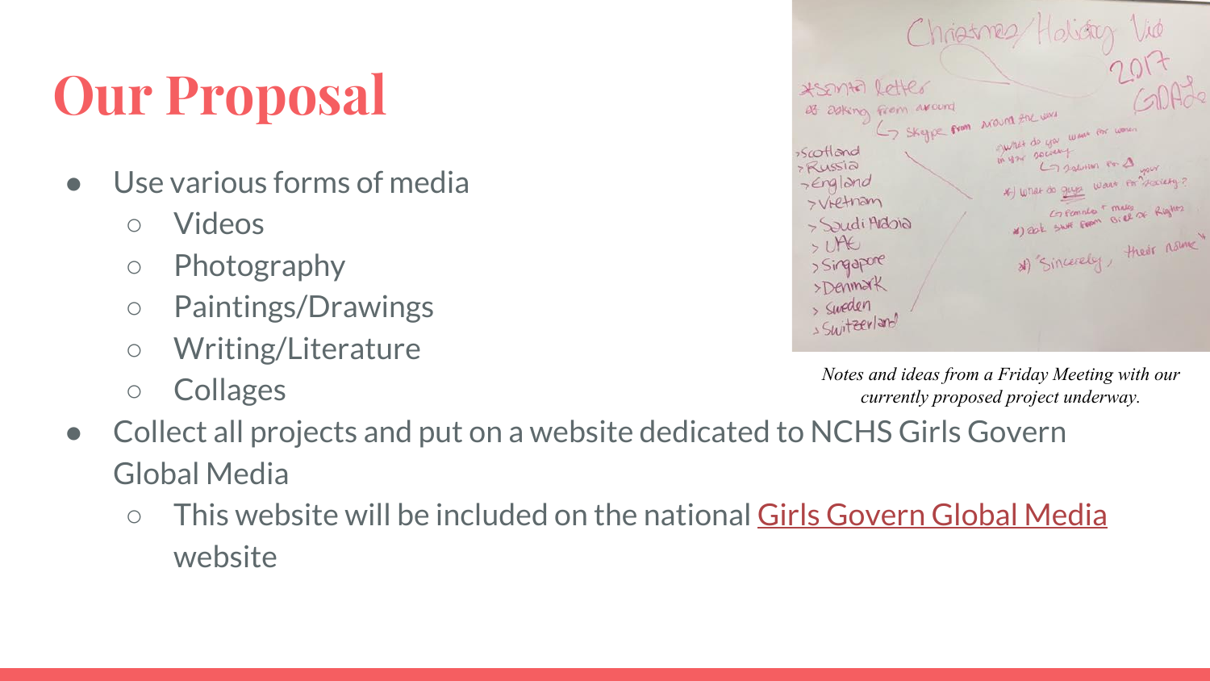# Our Proposal

- Use various forms of media
  - Videos
  - Photography
  - Paintings/Drawings
  - Writing/Literature
  - Collages
- Collect all projects and put on a website dedicated to NCHS Girls Govern Global Media
  - This website will be included on the national Girls Govern Global Media website

*Notes and ideas from a Friday Meeting with our currently proposed project underway.*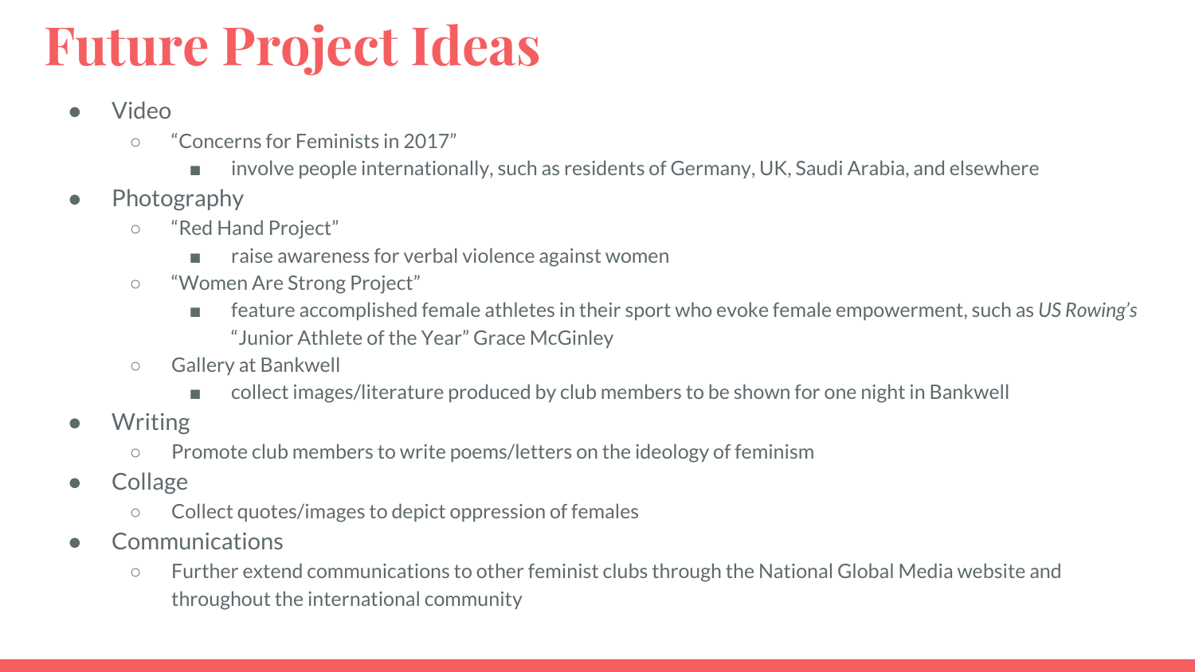# Future Project Ideas

- Video
  - "Concerns for Feminists in 2017"
    - involve people internationally, such as residents of Germany, UK, Saudi Arabia, and elsewhere
- Photography
  - "Red Hand Project"
    - raise awareness for verbal violence against women
  - "Women Are Strong Project"
    - feature accomplished female athletes in their sport who evoke female empowerment, such as *US Rowing's* "Junior Athlete of the Year" Grace McGinley
  - Gallery at Bankwell
    - collect images/literature produced by club members to be shown for one night in Bankwell
- Writing
  - Promote club members to write poems/letters on the ideology of feminism
- Collage
  - Collect quotes/images to depict oppression of females
- Communications
  - Further extend communications to other feminist clubs through the National Global Media website and throughout the international community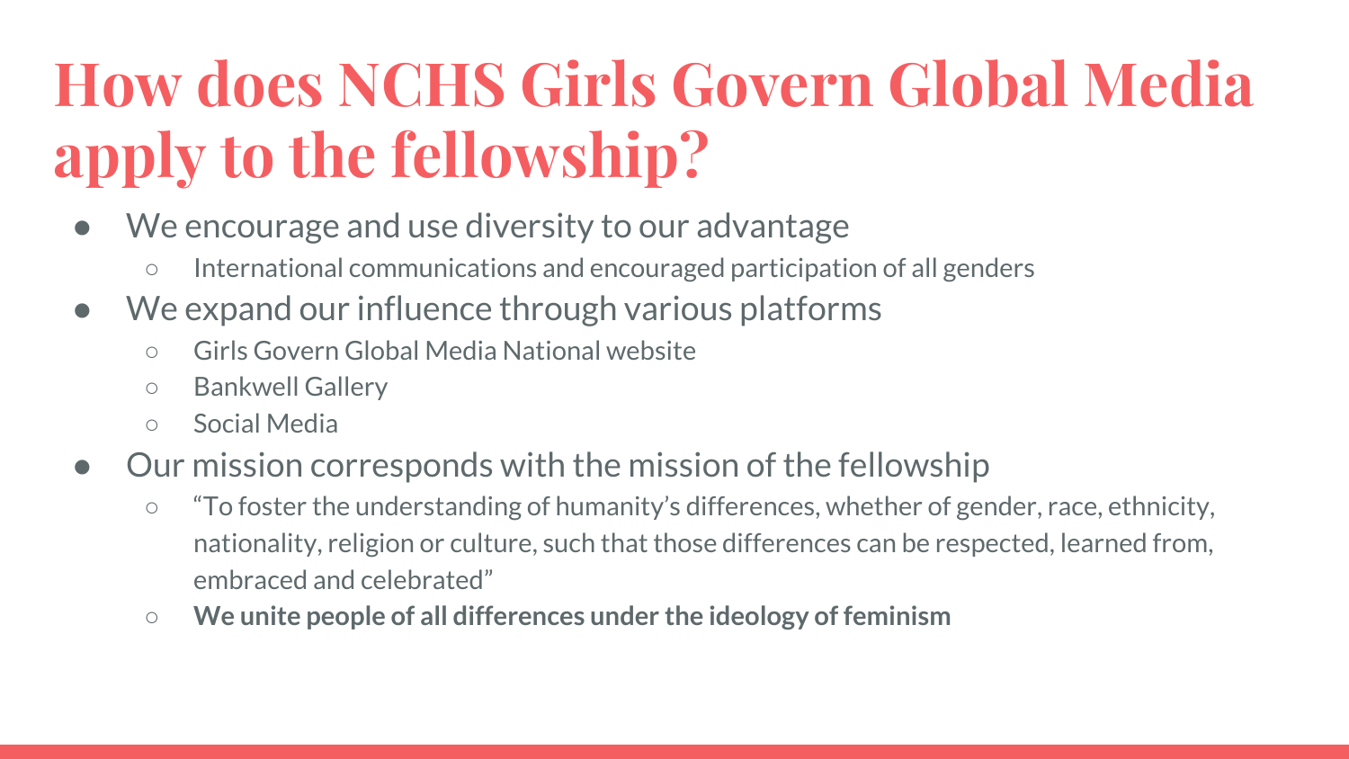# How does NCHS Girls Govern Global Media apply to the fellowship?

- We encourage and use diversity to our advantage
  - International communications and encouraged participation of all genders
- We expand our influence through various platforms
  - Girls Govern Global Media National website
  - Bankwell Gallery
  - Social Media
- Our mission corresponds with the mission of the fellowship
  - "To foster the understanding of humanity's differences, whether of gender, race, ethnicity, nationality, religion or culture, such that those differences can be respected, learned from, embraced and celebrated"
  - **We unite people of all differences under the ideology of feminism**